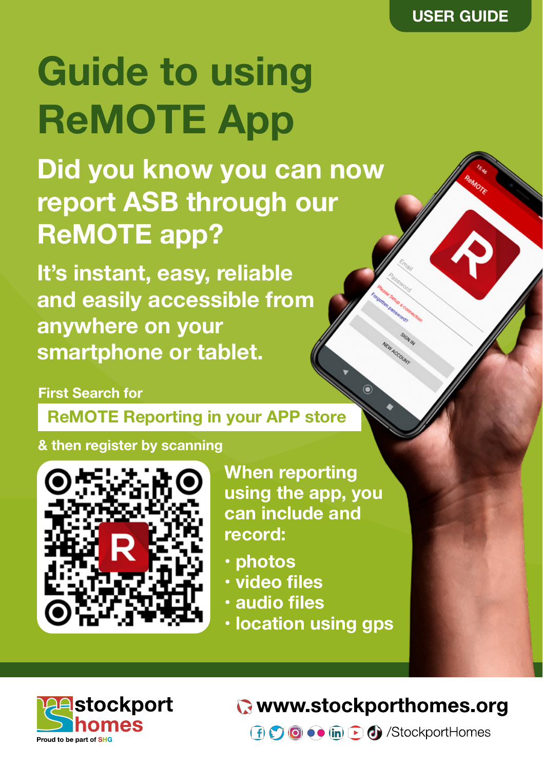USER GUIDE

# Guide to using ReMOTE App

## Did you know you can now report ASB through our ReMOTE app?

**It's instant, easy, reliable and easily accessible from anywhere on your smartphone or tablet.**

First Search for

**ReMOTE Reporting in your APP store**

& then register by scanning

When reporting using the app, you can include and record:

- photos
- video files
- audio files
- location using gps

stockport homes
Proud to be part of SHG

www.stockporthomes.org

/StockportHomes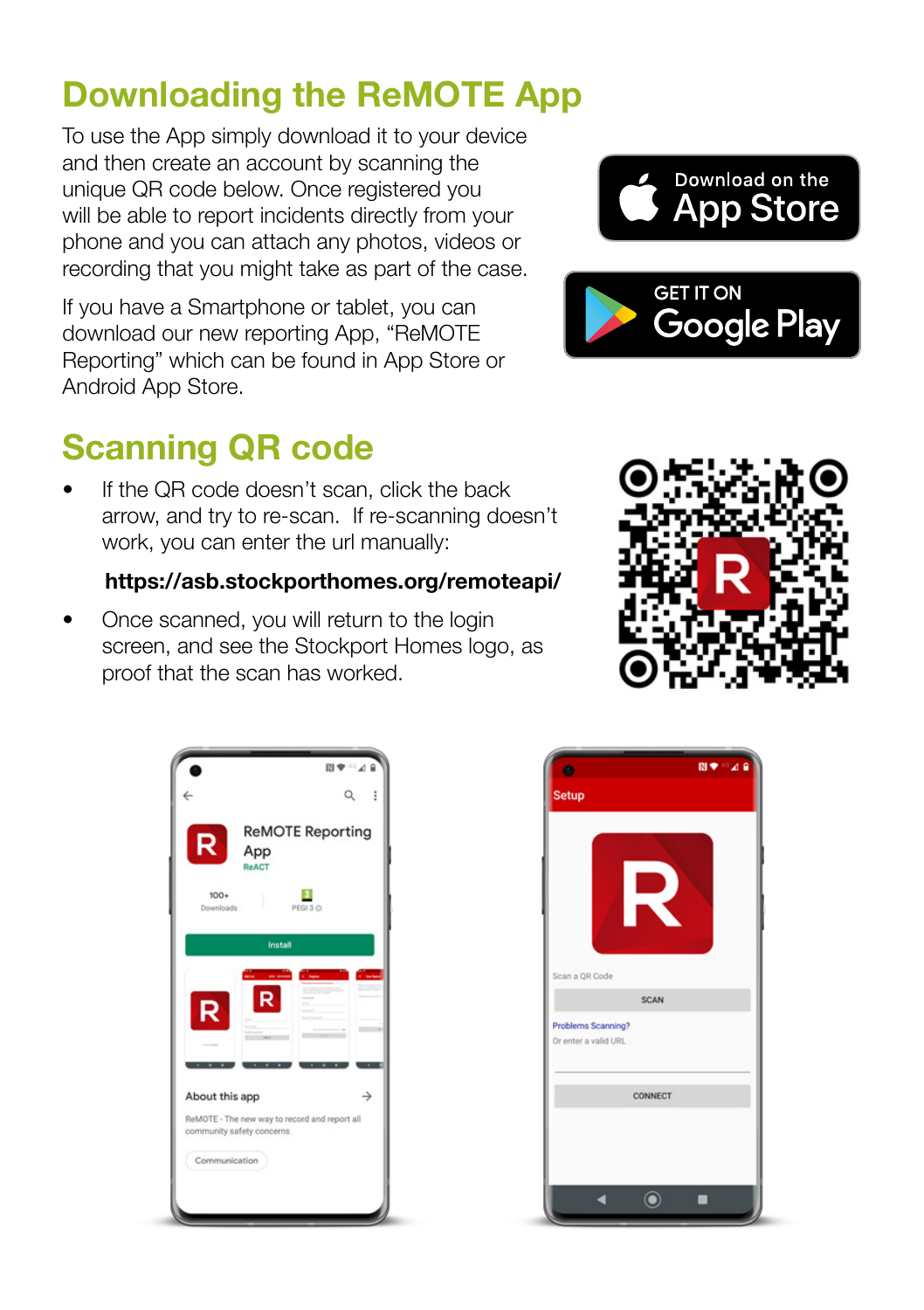# Downloading the ReMOTE App

To use the App simply download it to your device and then create an account by scanning the unique QR code below. Once registered you will be able to report incidents directly from your phone and you can attach any photos, videos or recording that you might take as part of the case.

If you have a Smartphone or tablet, you can download our new reporting App, "ReMOTE Reporting" which can be found in App Store or Android App Store.

# Scanning QR code

- If the QR code doesn't scan, click the back arrow, and try to re-scan. If re-scanning doesn't work, you can enter the url manually:

  **https://asb.stockporthomes.org/remoteapi/**

- Once scanned, you will return to the login screen, and see the Stockport Homes logo, as proof that the scan has worked.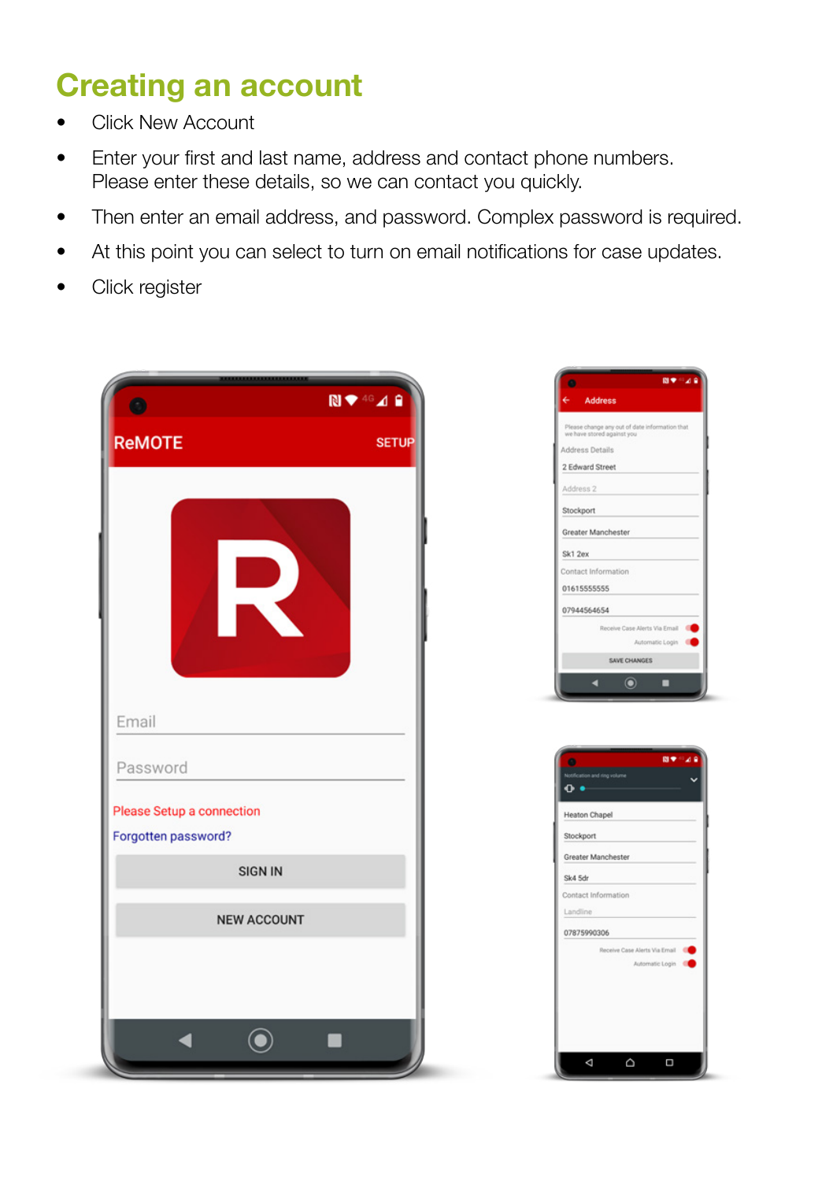## Creating an account

- Click New Account
- Enter your first and last name, address and contact phone numbers. Please enter these details, so we can contact you quickly.
- Then enter an email address, and password. Complex password is required.
- At this point you can select to turn on email notifications for case updates.
- Click register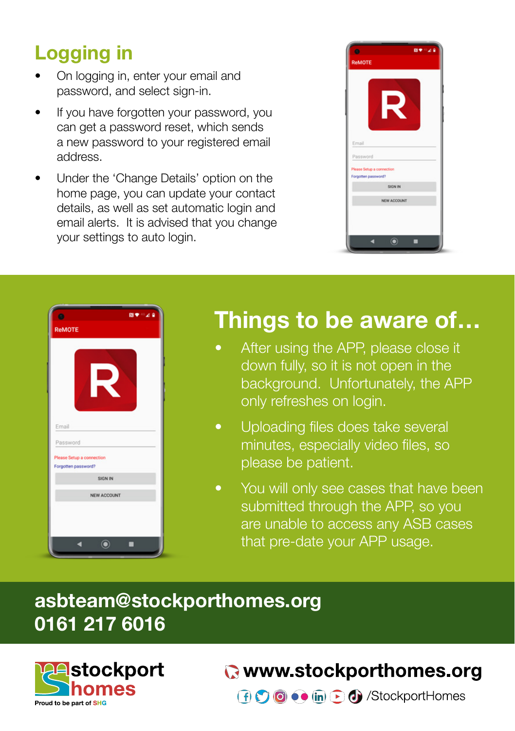## Logging in

- On logging in, enter your email and password, and select sign-in.
- If you have forgotten your password, you can get a password reset, which sends a new password to your registered email address.
- Under the 'Change Details' option on the home page, you can update your contact details, as well as set automatic login and email alerts. It is advised that you change your settings to auto login.

## Things to be aware of…

- After using the APP, please close it down fully, so it is not open in the background. Unfortunately, the APP only refreshes on login.
- Uploading files does take several minutes, especially video files, so please be patient.
- You will only see cases that have been submitted through the APP, so you are unable to access any ASB cases that pre-date your APP usage.

**asbteam@stockporthomes.org**
**0161 217 6016**

stockport homes
Proud to be part of SHG

**www.stockporthomes.org**
/StockportHomes